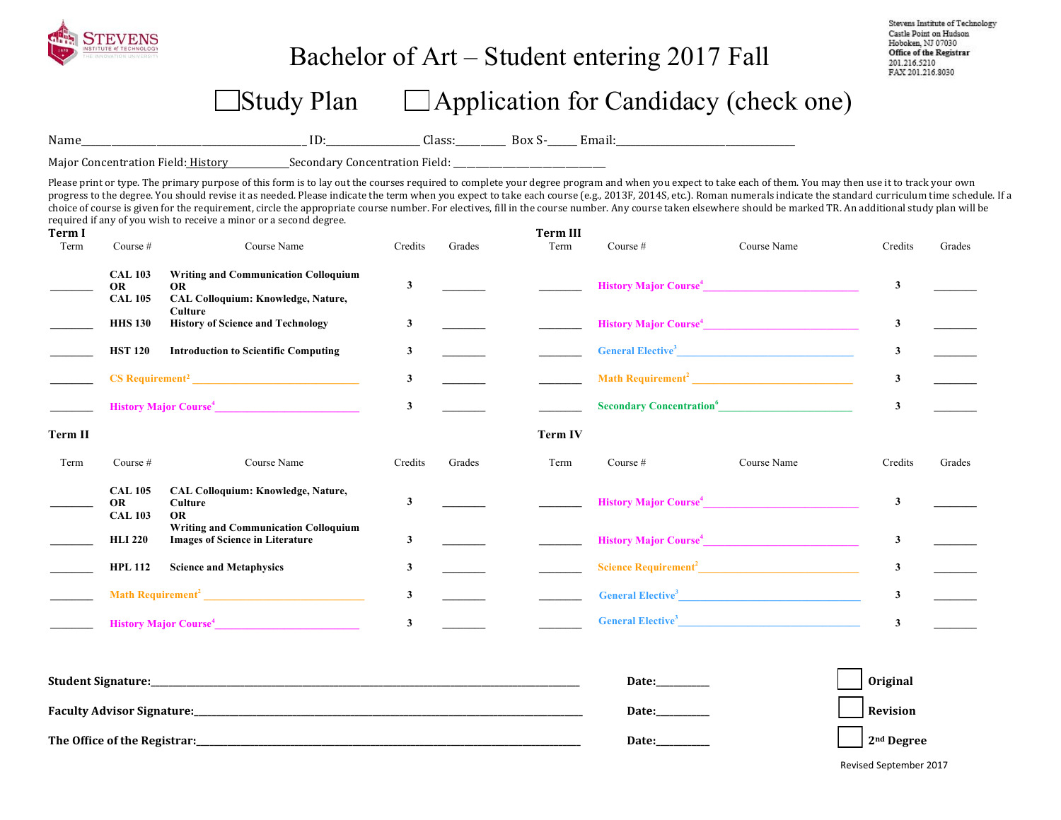# Bachelor of Art – Student entering 2017 Fall

Stevens Institute of Technology
Castle Point on Hudson
Hoboken, NJ 07030
Office of the Registrar
201.216.5210
FAX 201.216.8030

☐ Study Plan ☐ Application for Candidacy (check one)

Name_______________________________ ID:_______________ Class:_________ Box S-_____ Email:______________________________

Major Concentration Field: History___________ Secondary Concentration Field: ___________________________

Please print or type. The primary purpose of this form is to lay out the courses required to complete your degree program and when you expect to take each of them. You may then use it to track your own progress to the degree. You should revise it as needed. Please indicate the term when you expect to take each course (e.g., 2013F, 2014S, etc.). Roman numerals indicate the standard curriculum time schedule. If a choice of course is given for the requirement, circle the appropriate course number. For electives, fill in the course number. Any course taken elsewhere should be marked TR. An additional study plan will be required if any of you wish to receive a minor or a second degree.

**Term I**

| Term | Course # | Course Name | Credits | Grades |
|---|---|---|---|---|
| ________ | CAL 103 OR CAL 105 | Writing and Communication Colloquium OR CAL Colloquium: Knowledge, Nature, Culture | 3 | ________ |
| ________ | HHS 130 | History of Science and Technology | 3 | ________ |
| ________ | HST 120 | Introduction to Scientific Computing | 3 | ________ |
| ________ | CS Requirement[2] ________________ | | 3 | ________ |
| ________ | History Major Course[4] ________________ | | 3 | ________ |

**Term II**

| Term | Course # | Course Name | Credits | Grades |
|---|---|---|---|---|
| ________ | CAL 105 OR CAL 103 | CAL Colloquium: Knowledge, Nature, Culture OR Writing and Communication Colloquium | 3 | ________ |
| ________ | HLI 220 | Images of Science in Literature | 3 | ________ |
| ________ | HPL 112 | Science and Metaphysics | 3 | ________ |
| ________ | Math Requirement[2] ________________ | | 3 | ________ |
| ________ | History Major Course[4] ________________ | | 3 | ________ |

**Term III**

| Term | Course # | Course Name | Credits | Grades |
|---|---|---|---|---|
| ________ | History Major Course[4] ________________ | | 3 | ________ |
| ________ | History Major Course[4] ________________ | | 3 | ________ |
| ________ | General Elective[3] ________________ | | 3 | ________ |
| ________ | Math Requirement[2] ________________ | | 3 | ________ |
| ________ | Secondary Concentration[6] ________________ | | 3 | ________ |

**Term IV**

| Term | Course # | Course Name | Credits | Grades |
|---|---|---|---|---|
| ________ | History Major Course[4] ________________ | | 3 | ________ |
| ________ | History Major Course[4] ________________ | | 3 | ________ |
| ________ | Science Requirement[2] ________________ | | 3 | ________ |
| ________ | General Elective[3] ________________ | | 3 | ________ |
| ________ | General Elective[3] ________________ | | 3 | ________ |

**Student Signature:**______________________________________ **Date:**_________ ☐ **Original**

**Faculty Advisor Signature:**_________________________________ **Date:**_________ ☐ **Revision**

**The Office of the Registrar:**________________________________ **Date:**_________ ☐ **2nd Degree**

Revised September 2017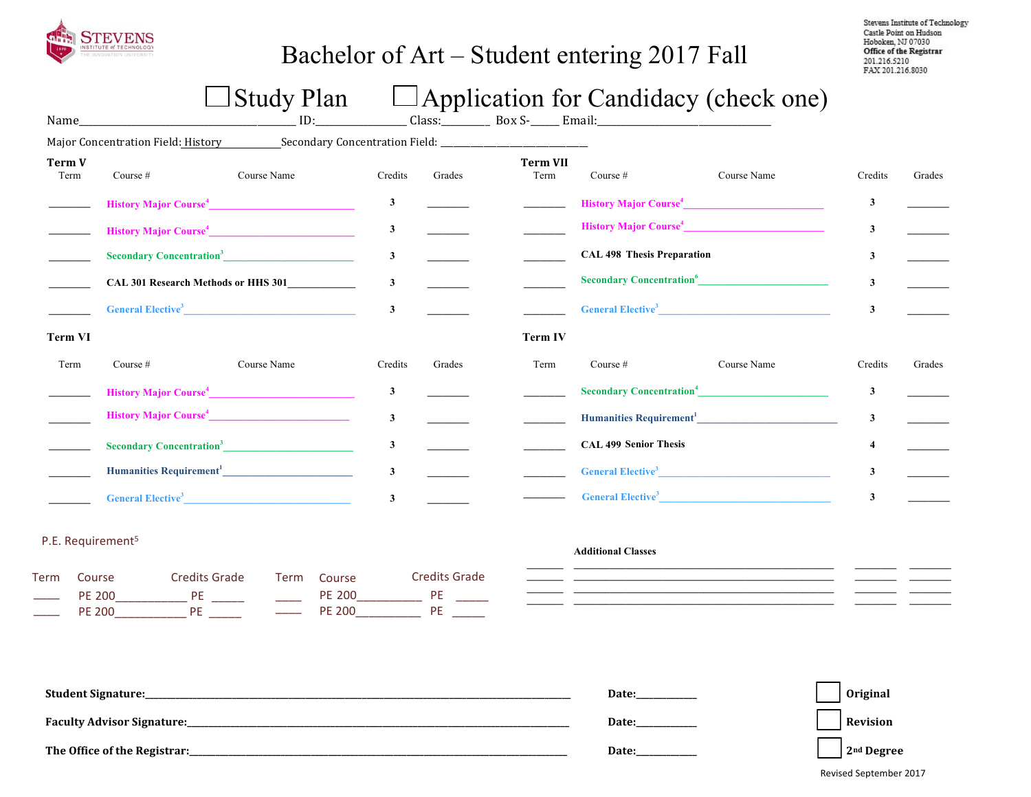Stevens Institute of Technology
Castle Point on Hudson
Hoboken, NJ 07030
**Office of the Registrar**
201.216.5210
FAX 201.216.8030

# Bachelor of Art – Student entering 2017 Fall

☐ Study Plan ☐ Application for Candidacy (check one)

Name\_\_\_\_\_\_\_\_\_\_\_\_\_\_\_\_\_\_\_\_\_\_\_\_ ID:\_\_\_\_\_\_\_\_\_\_\_\_ Class:\_\_\_\_\_\_ Box S-\_\_\_\_ Email:\_\_\_\_\_\_\_\_\_\_\_\_\_\_\_\_\_\_\_\_

Major Concentration Field: History Secondary Concentration Field: \_\_\_\_\_\_\_\_\_\_\_\_\_\_\_\_\_\_\_\_

### Term V

| Term | Course # | Course Name | Credits | Grades |
|---|---|---|---|---|
| | History Major Course[4] | | 3 | |
| | History Major Course[4] | | 3 | |
| | Secondary Concentration[3] | | 3 | |
| | CAL 301 Research Methods or HHS 301 | | 3 | |
| | General Elective[3] | | 3 | |

### Term VII

| Term | Course # | Course Name | Credits | Grades |
|---|---|---|---|---|
| | History Major Course[4] | | 3 | |
| | History Major Course[4] | | 3 | |
| | CAL 498 Thesis Preparation | | 3 | |
| | Secondary Concentration[6] | | 3 | |
| | General Elective[3] | | 3 | |

### Term VI

| Term | Course # | Course Name | Credits | Grades |
|---|---|---|---|---|
| | History Major Course[4] | | 3 | |
| | History Major Course[4] | | 3 | |
| | Secondary Concentration[3] | | 3 | |
| | Humanities Requirement[1] | | 3 | |
| | General Elective[3] | | 3 | |

### Term IV

| Term | Course # | Course Name | Credits | Grades |
|---|---|---|---|---|
| | Secondary Concentration[4] | | 3 | |
| | Humanities Requirement[1] | | 3 | |
| | CAL 499 Senior Thesis | | 4 | |
| | General Elective[3] | | 3 | |
| | General Elective[3] | | 3 | |

### P.E. Requirement[5]

| Term | Course | Credits | Grade | Term | Course | Credits | Grade |
|---|---|---|---|---|---|---|---|
| | PE 200 | PE | | | PE 200 | PE | |
| | PE 200 | PE | | | PE 200 | PE | |

### Additional Classes

| | | | |
|---|---|---|---|
| | | | |
| | | | |
| | | | |
| | | | |

**Student Signature:**\_\_\_\_\_\_\_\_\_\_\_\_\_\_\_\_\_\_\_\_\_\_\_\_\_\_\_\_\_\_ **Date:**\_\_\_\_\_\_\_\_ ☐ **Original**

**Faculty Advisor Signature:**\_\_\_\_\_\_\_\_\_\_\_\_\_\_\_\_\_\_\_\_\_\_\_\_\_\_ **Date:**\_\_\_\_\_\_\_\_ ☐ **Revision**

**The Office of the Registrar:**\_\_\_\_\_\_\_\_\_\_\_\_\_\_\_\_\_\_\_\_\_\_\_\_\_ **Date:**\_\_\_\_\_\_\_\_ ☐ **2nd Degree**

Revised September 2017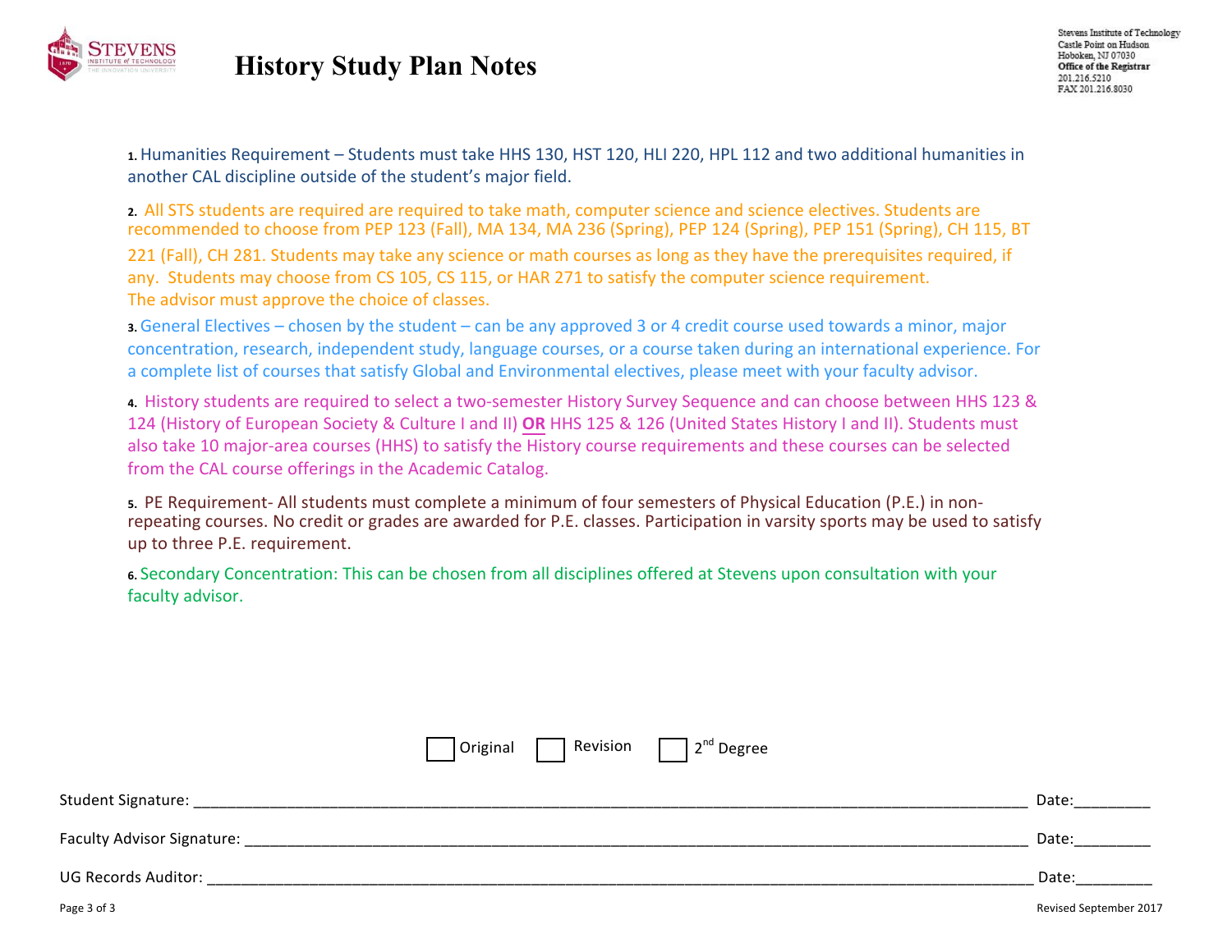# History Study Plan Notes

Stevens Institute of Technology
Castle Point on Hudson
Hoboken, NJ 07030
**Office of the Registrar**
201.216.5210
FAX 201.216.8030

1. Humanities Requirement – Students must take HHS 130, HST 120, HLI 220, HPL 112 and two additional humanities in another CAL discipline outside of the student's major field.

2. All STS students are required are required to take math, computer science and science electives. Students are recommended to choose from PEP 123 (Fall), MA 134, MA 236 (Spring), PEP 124 (Spring), PEP 151 (Spring), CH 115, BT 221 (Fall), CH 281. Students may take any science or math courses as long as they have the prerequisites required, if any. Students may choose from CS 105, CS 115, or HAR 271 to satisfy the computer science requirement. The advisor must approve the choice of classes.

3. General Electives – chosen by the student – can be any approved 3 or 4 credit course used towards a minor, major concentration, research, independent study, language courses, or a course taken during an international experience. For a complete list of courses that satisfy Global and Environmental electives, please meet with your faculty advisor.

4. History students are required to select a two-semester History Survey Sequence and can choose between HHS 123 & 124 (History of European Society & Culture I and II) **OR** HHS 125 & 126 (United States History I and II). Students must also take 10 major-area courses (HHS) to satisfy the History course requirements and these courses can be selected from the CAL course offerings in the Academic Catalog.

5. PE Requirement- All students must complete a minimum of four semesters of Physical Education (P.E.) in non-repeating courses. No credit or grades are awarded for P.E. classes. Participation in varsity sports may be used to satisfy up to three P.E. requirement.

6. Secondary Concentration: This can be chosen from all disciplines offered at Stevens upon consultation with your faculty advisor.

☐ Original ☐ Revision ☐ 2nd Degree

Student Signature: ______________________________ Date:________

Faculty Advisor Signature: ______________________________ Date:________

UG Records Auditor: ______________________________ Date:________

Revised September 2017